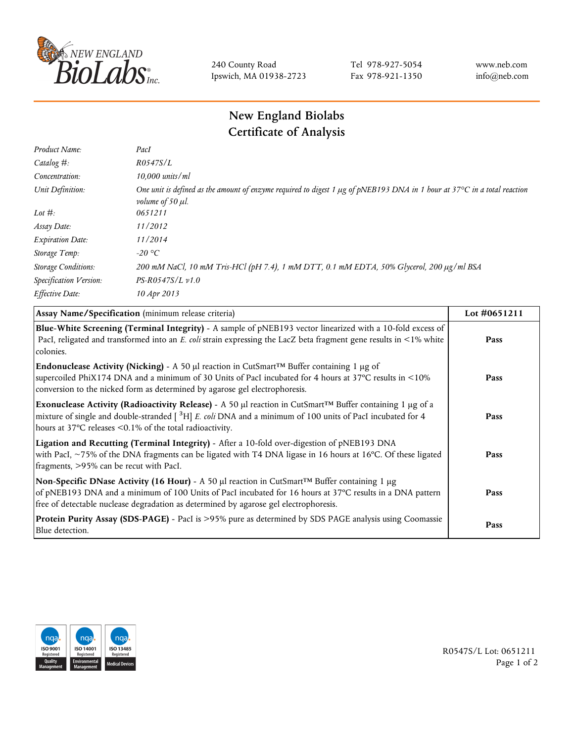New England BioLabs Inc.

240 County Road
Ipswich, MA 01938-2723

Tel 978-927-5054
Fax 978-921-1350

www.neb.com
info@neb.com

# New England Biolabs
# Certificate of Analysis

| | |
|---|---|
| *Product Name:* | *PacI* |
| *Catalog #:* | *R0547S/L* |
| *Concentration:* | *10,000 units/ml* |
| *Unit Definition:* | *One unit is defined as the amount of enzyme required to digest 1 µg of pNEB193 DNA in 1 hour at 37°C in a total reaction volume of 50 µl.* |
| *Lot #:* | *0651211* |
| *Assay Date:* | *11/2012* |
| *Expiration Date:* | *11/2014* |
| *Storage Temp:* | *-20 °C* |
| *Storage Conditions:* | *200 mM NaCl, 10 mM Tris-HCl (pH 7.4), 1 mM DTT, 0.1 mM EDTA, 50% Glycerol, 200 µg/ml BSA* |
| *Specification Version:* | *PS-R0547S/L v1.0* |
| *Effective Date:* | *10 Apr 2013* |

| **Assay Name/Specification** (minimum release criteria) | **Lot #0651211** |
|---|---|
| **Blue-White Screening (Terminal Integrity)** - A sample of pNEB193 vector linearized with a 10-fold excess of PacI, religated and transformed into an *E. coli* strain expressing the LacZ beta fragment gene results in <1% white colonies. | **Pass** |
| **Endonuclease Activity (Nicking)** - A 50 µl reaction in CutSmart™ Buffer containing 1 µg of supercoiled PhiX174 DNA and a minimum of 30 Units of PacI incubated for 4 hours at 37°C results in <10% conversion to the nicked form as determined by agarose gel electrophoresis. | **Pass** |
| **Exonuclease Activity (Radioactivity Release)** - A 50 µl reaction in CutSmart™ Buffer containing 1 µg of a mixture of single and double-stranded [ $^{3}H$] *E. coli* DNA and a minimum of 100 units of PacI incubated for 4 hours at 37°C releases <0.1% of the total radioactivity. | **Pass** |
| **Ligation and Recutting (Terminal Integrity)** - After a 10-fold over-digestion of pNEB193 DNA with PacI, ~75% of the DNA fragments can be ligated with T4 DNA ligase in 16 hours at 16°C. Of these ligated fragments, >95% can be recut with PacI. | **Pass** |
| **Non-Specific DNase Activity (16 Hour)** - A 50 µl reaction in CutSmart™ Buffer containing 1 µg of pNEB193 DNA and a minimum of 100 Units of PacI incubated for 16 hours at 37°C results in a DNA pattern free of detectable nuclease degradation as determined by agarose gel electrophoresis. | **Pass** |
| **Protein Purity Assay (SDS-PAGE)** - PacI is >95% pure as determined by SDS PAGE analysis using Coomassie Blue detection. | **Pass** |

ISO 9001 Registered Quality Management | ISO 14001 Registered Environmental Management | ISO 13485 Registered Medical Devices

R0547S/L Lot: 0651211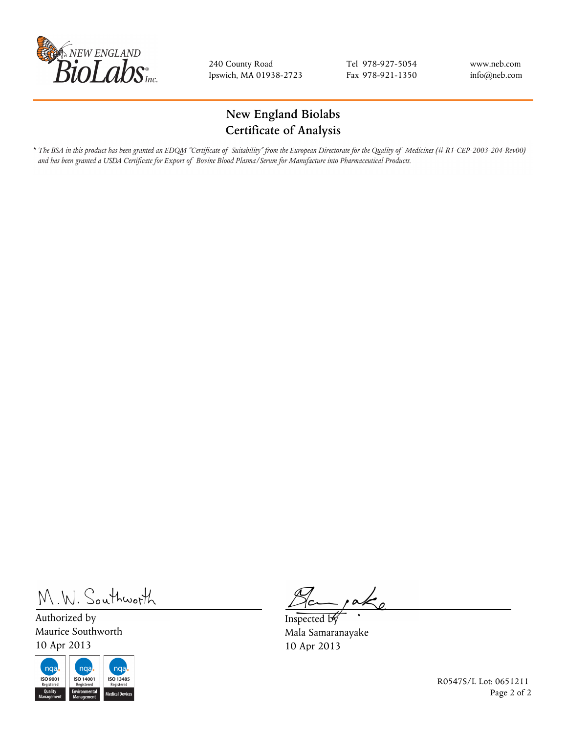NEW ENGLAND BioLabs Inc.

240 County Road
Ipswich, MA 01938-2723

Tel 978-927-5054
Fax 978-921-1350

www.neb.com
info@neb.com

## New England Biolabs
## Certificate of Analysis

* *The BSA in this product has been granted an EDQM "Certificate of Suitability" from the European Directorate for the Quality of Medicines (# R1-CEP-2003-204-Rev00) and has been granted a USDA Certificate for Export of Bovine Blood Plasma/Serum for Manufacture into Pharmaceutical Products.*

M.W. Southworth

Authorized by
Maurice Southworth
10 Apr 2013

Inspected by
Mala Samaranayake
10 Apr 2013

nqa ISO 9001 Registered Quality Management
nqa ISO 14001 Registered Environmental Management
nqa ISO 13485 Registered Medical Devices

R0547S/L Lot: 0651211